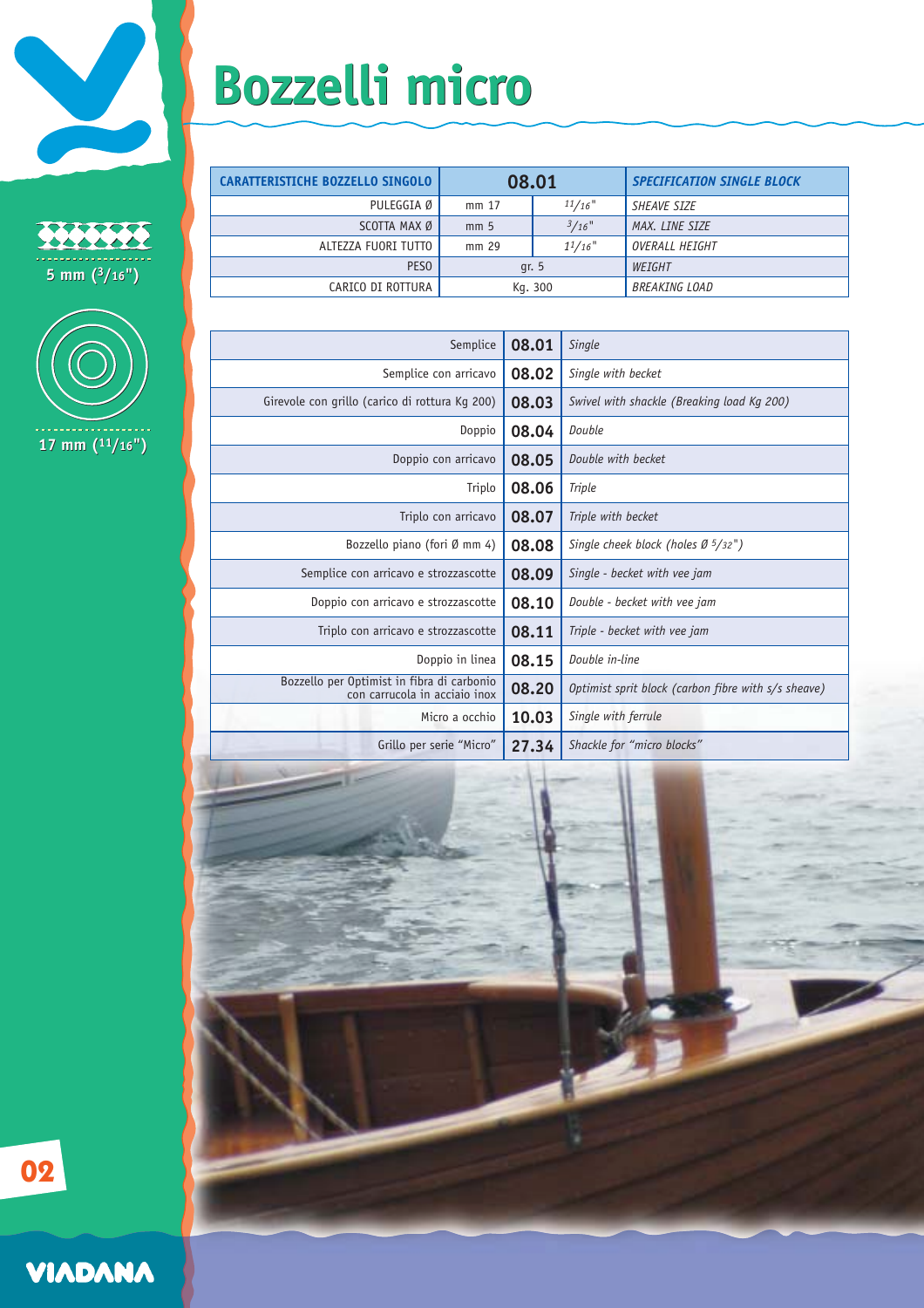# Bozzelli micro

5 mm ($^{3}/_{16}$")

17 mm ($^{11}/_{16}$")

| CARATTERISTICHE BOZZELLO SINGOLO | 08.01 | | SPECIFICATION SINGLE BLOCK |
|---|---|---|---|
| PULEGGIA Ø | mm 17 | $^{11}/_{16}$" | *SHEAVE SIZE* |
| SCOTTA MAX Ø | mm 5 | $^{3}/_{16}$" | *MAX. LINE SIZE* |
| ALTEZZA FUORI TUTTO | mm 29 | $1^{1}/_{16}$" | *OVERALL HEIGHT* |
| PESO | gr. 5 | | *WEIGHT* |
| CARICO DI ROTTURA | Kg. 300 | | *BREAKING LOAD* |

| | | |
|---|---|---|
| Semplice | **08.01** | *Single* |
| Semplice con arricavo | **08.02** | *Single with becket* |
| Girevole con grillo (carico di rottura Kg 200) | **08.03** | *Swivel with shackle (Breaking load Kg 200)* |
| Doppio | **08.04** | *Double* |
| Doppio con arricavo | **08.05** | *Double with becket* |
| Triplo | **08.06** | *Triple* |
| Triplo con arricavo | **08.07** | *Triple with becket* |
| Bozzello piano (fori Ø mm 4) | **08.08** | *Single cheek block (holes Ø $^{5}/_{32}$")* |
| Semplice con arricavo e strozzascotte | **08.09** | *Single - becket with vee jam* |
| Doppio con arricavo e strozzascotte | **08.10** | *Double - becket with vee jam* |
| Triplo con arricavo e strozzascotte | **08.11** | *Triple - becket with vee jam* |
| Doppio in linea | **08.15** | *Double in-line* |
| Bozzello per Optimist in fibra di carbonio con carrucola in acciaio inox | **08.20** | *Optimist sprit block (carbon fibre with s/s sheave)* |
| Micro a occhio | **10.03** | *Single with ferrule* |
| Grillo per serie "Micro" | **27.34** | *Shackle for "micro blocks"* |

VIADANA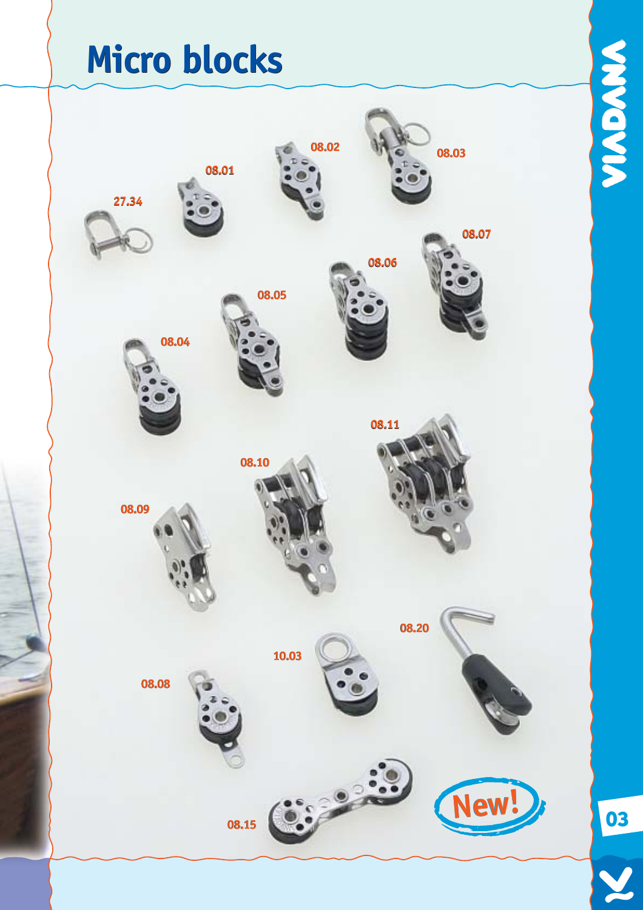# Micro blocks

27.34

08.01

08.02

08.03

08.07

08.06

08.05

08.04

08.11

08.10

08.09

08.20

10.03

08.08

08.15

New!